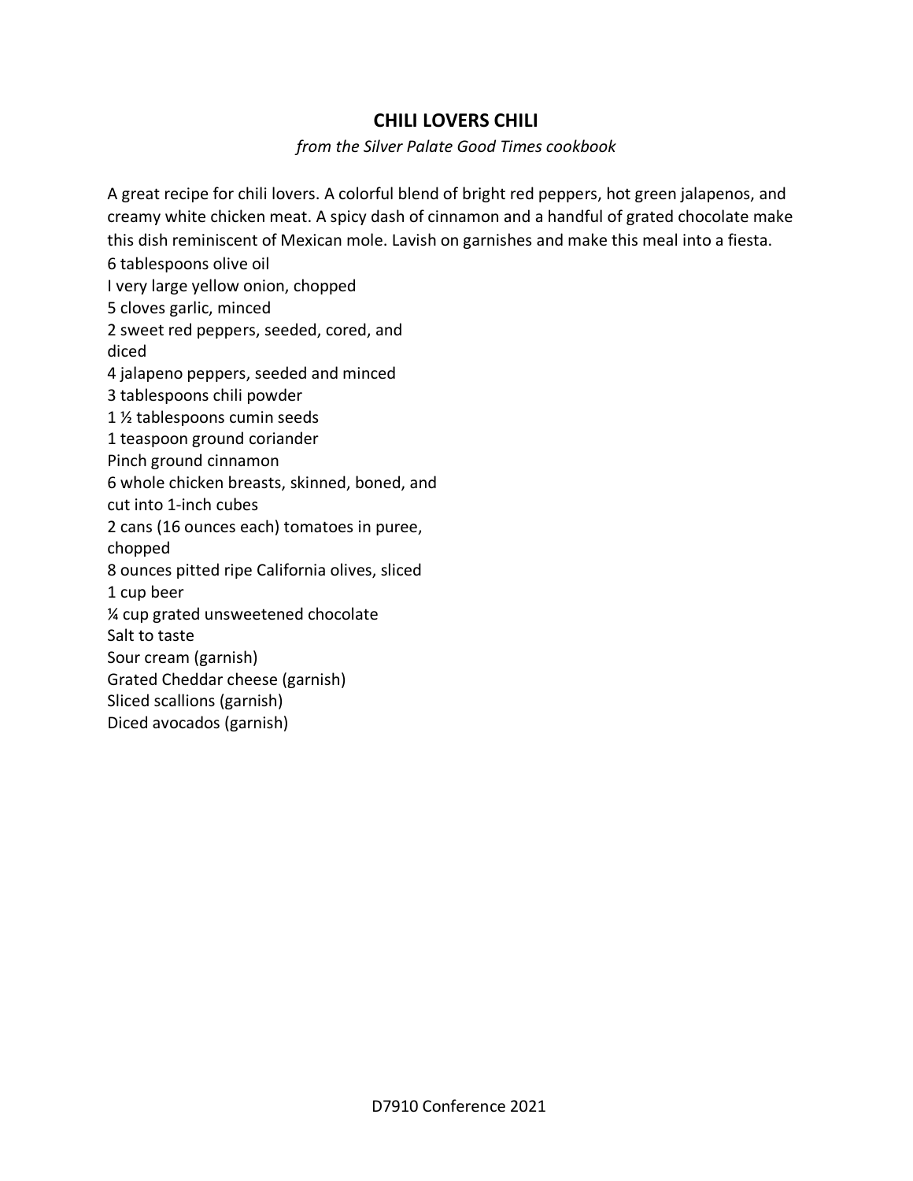# CHILI LOVERS CHILI

*from the Silver Palate Good Times cookbook*

A great recipe for chili lovers. A colorful blend of bright red peppers, hot green jalapenos, and creamy white chicken meat. A spicy dash of cinnamon and a handful of grated chocolate make this dish reminiscent of Mexican mole. Lavish on garnishes and make this meal into a fiesta.

6 tablespoons olive oil
I very large yellow onion, chopped
5 cloves garlic, minced
2 sweet red peppers, seeded, cored, and diced
4 jalapeno peppers, seeded and minced
3 tablespoons chili powder
1 ½ tablespoons cumin seeds
1 teaspoon ground coriander
Pinch ground cinnamon
6 whole chicken breasts, skinned, boned, and cut into 1-inch cubes
2 cans (16 ounces each) tomatoes in puree, chopped
8 ounces pitted ripe California olives, sliced
1 cup beer
¼ cup grated unsweetened chocolate
Salt to taste
Sour cream (garnish)
Grated Cheddar cheese (garnish)
Sliced scallions (garnish)
Diced avocados (garnish)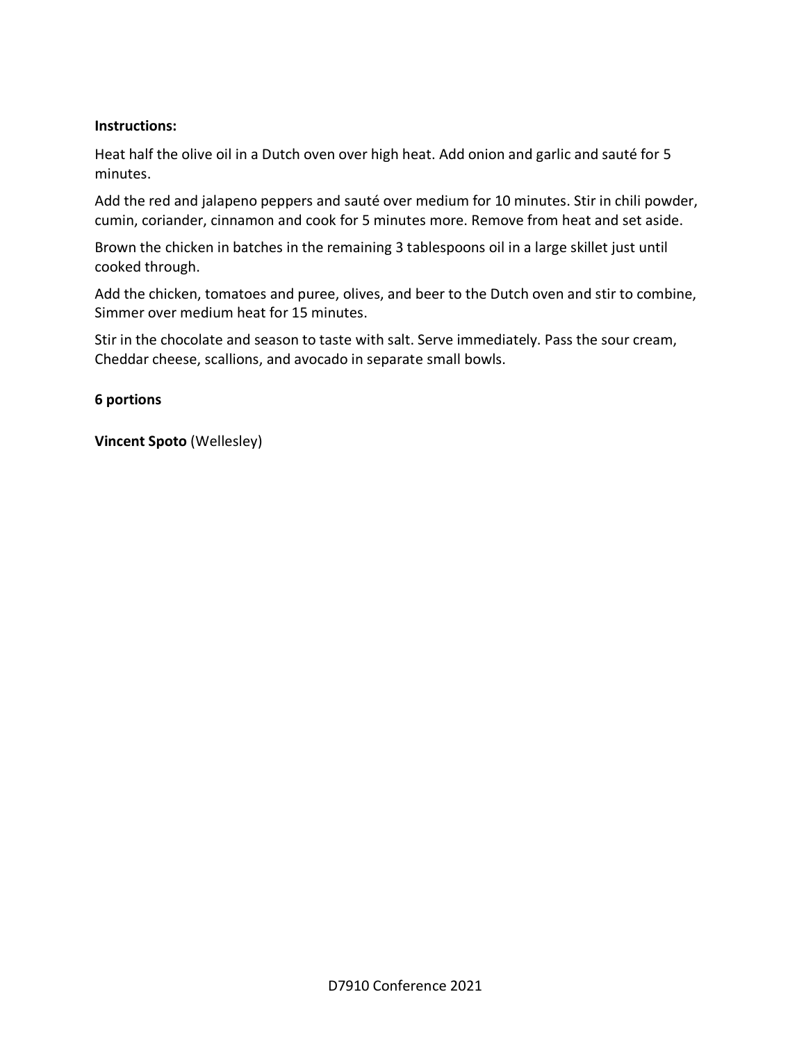**Instructions:**

Heat half the olive oil in a Dutch oven over high heat. Add onion and garlic and sauté for 5 minutes.

Add the red and jalapeno peppers and sauté over medium for 10 minutes. Stir in chili powder, cumin, coriander, cinnamon and cook for 5 minutes more. Remove from heat and set aside.

Brown the chicken in batches in the remaining 3 tablespoons oil in a large skillet just until cooked through.

Add the chicken, tomatoes and puree, olives, and beer to the Dutch oven and stir to combine, Simmer over medium heat for 15 minutes.

Stir in the chocolate and season to taste with salt. Serve immediately. Pass the sour cream, Cheddar cheese, scallions, and avocado in separate small bowls.

**6 portions**

**Vincent Spoto** (Wellesley)